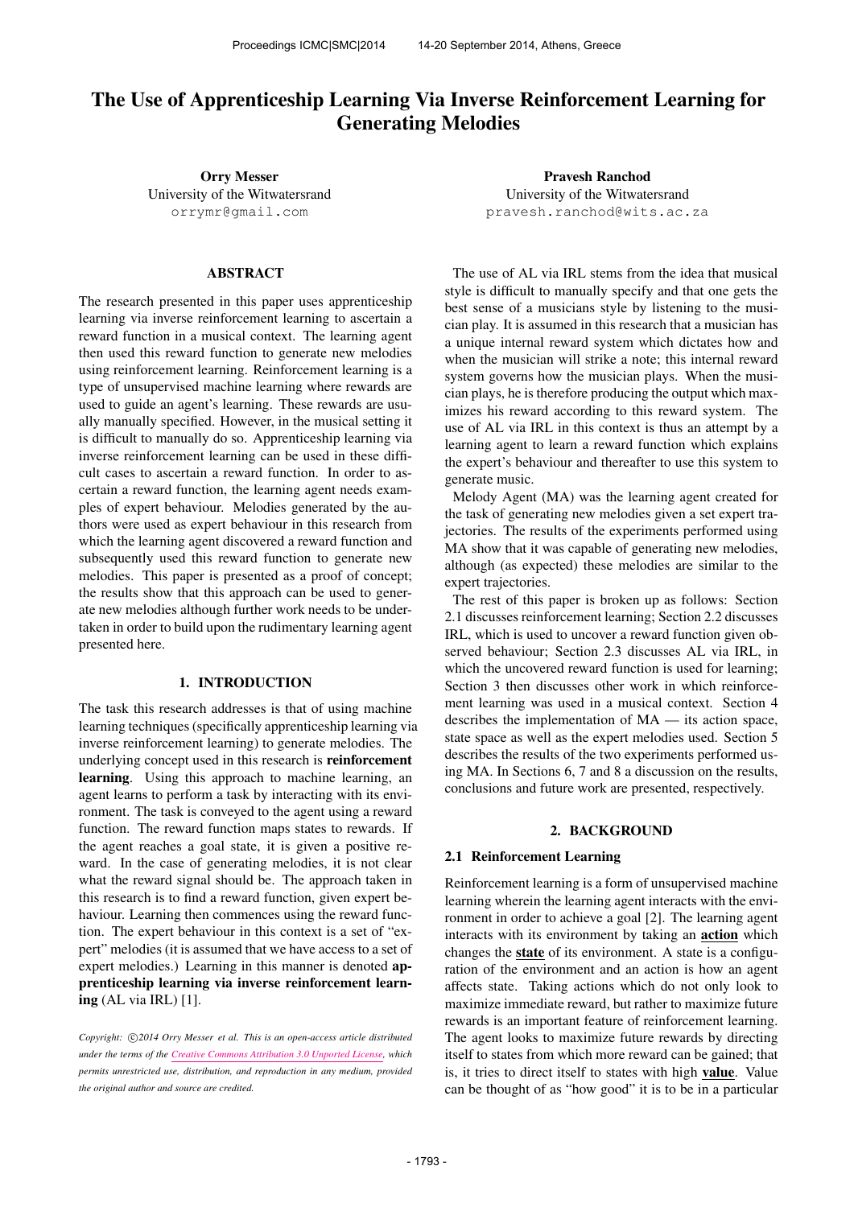# The Use of Apprenticeship Learning Via Inverse Reinforcement Learning for Generating Melodies

**Orry Messer**
University of the Witwatersrand
orrymr@gmail.com

**Pravesh Ranchod**
University of the Witwatersrand
pravesh.ranchod@wits.ac.za

## ABSTRACT

The research presented in this paper uses apprenticeship learning via inverse reinforcement learning to ascertain a reward function in a musical context. The learning agent then used this reward function to generate new melodies using reinforcement learning. Reinforcement learning is a type of unsupervised machine learning where rewards are used to guide an agent's learning. These rewards are usually manually specified. However, in the musical setting it is difficult to manually do so. Apprenticeship learning via inverse reinforcement learning can be used in these difficult cases to ascertain a reward function. In order to ascertain a reward function, the learning agent needs examples of expert behaviour. Melodies generated by the authors were used as expert behaviour in this research from which the learning agent discovered a reward function and subsequently used this reward function to generate new melodies. This paper is presented as a proof of concept; the results show that this approach can be used to generate new melodies although further work needs to be undertaken in order to build upon the rudimentary learning agent presented here.

## 1. INTRODUCTION

The task this research addresses is that of using machine learning techniques (specifically apprenticeship learning via inverse reinforcement learning) to generate melodies. The underlying concept used in this research is **reinforcement learning**. Using this approach to machine learning, an agent learns to perform a task by interacting with its environment. The task is conveyed to the agent using a reward function. The reward function maps states to rewards. If the agent reaches a goal state, it is given a positive reward. In the case of generating melodies, it is not clear what the reward signal should be. The approach taken in this research is to find a reward function, given expert behaviour. Learning then commences using the reward function. The expert behaviour in this context is a set of "expert" melodies (it is assumed that we have access to a set of expert melodies.) Learning in this manner is denoted **apprenticeship learning via inverse reinforcement learning** (AL via IRL) [1].

*Copyright: ©2014 Orry Messer et al. This is an open-access article distributed under the terms of the Creative Commons Attribution 3.0 Unported License, which permits unrestricted use, distribution, and reproduction in any medium, provided the original author and source are credited.*

The use of AL via IRL stems from the idea that musical style is difficult to manually specify and that one gets the best sense of a musicians style by listening to the musician play. It is assumed in this research that a musician has a unique internal reward system which dictates how and when the musician will strike a note; this internal reward system governs how the musician plays. When the musician plays, he is therefore producing the output which maximizes his reward according to this reward system. The use of AL via IRL in this context is thus an attempt by a learning agent to learn a reward function which explains the expert's behaviour and thereafter to use this system to generate music.

Melody Agent (MA) was the learning agent created for the task of generating new melodies given a set expert trajectories. The results of the experiments performed using MA show that it was capable of generating new melodies, although (as expected) these melodies are similar to the expert trajectories.

The rest of this paper is broken up as follows: Section 2.1 discusses reinforcement learning; Section 2.2 discusses IRL, which is used to uncover a reward function given observed behaviour; Section 2.3 discusses AL via IRL, in which the uncovered reward function is used for learning; Section 3 then discusses other work in which reinforcement learning was used in a musical context. Section 4 describes the implementation of MA — its action space, state space as well as the expert melodies used. Section 5 describes the results of the two experiments performed using MA. In Sections 6, 7 and 8 a discussion on the results, conclusions and future work are presented, respectively.

## 2. BACKGROUND

### 2.1 Reinforcement Learning

Reinforcement learning is a form of unsupervised machine learning wherein the learning agent interacts with the environment in order to achieve a goal [2]. The learning agent interacts with its environment by taking an **action** which changes the **state** of its environment. A state is a configuration of the environment and an action is how an agent affects state. Taking actions which do not only look to maximize immediate reward, but rather to maximize future rewards is an important feature of reinforcement learning. The agent looks to maximize future rewards by directing itself to states from which more reward can be gained; that is, it tries to direct itself to states with high **value**. Value can be thought of as "how good" it is to be in a particular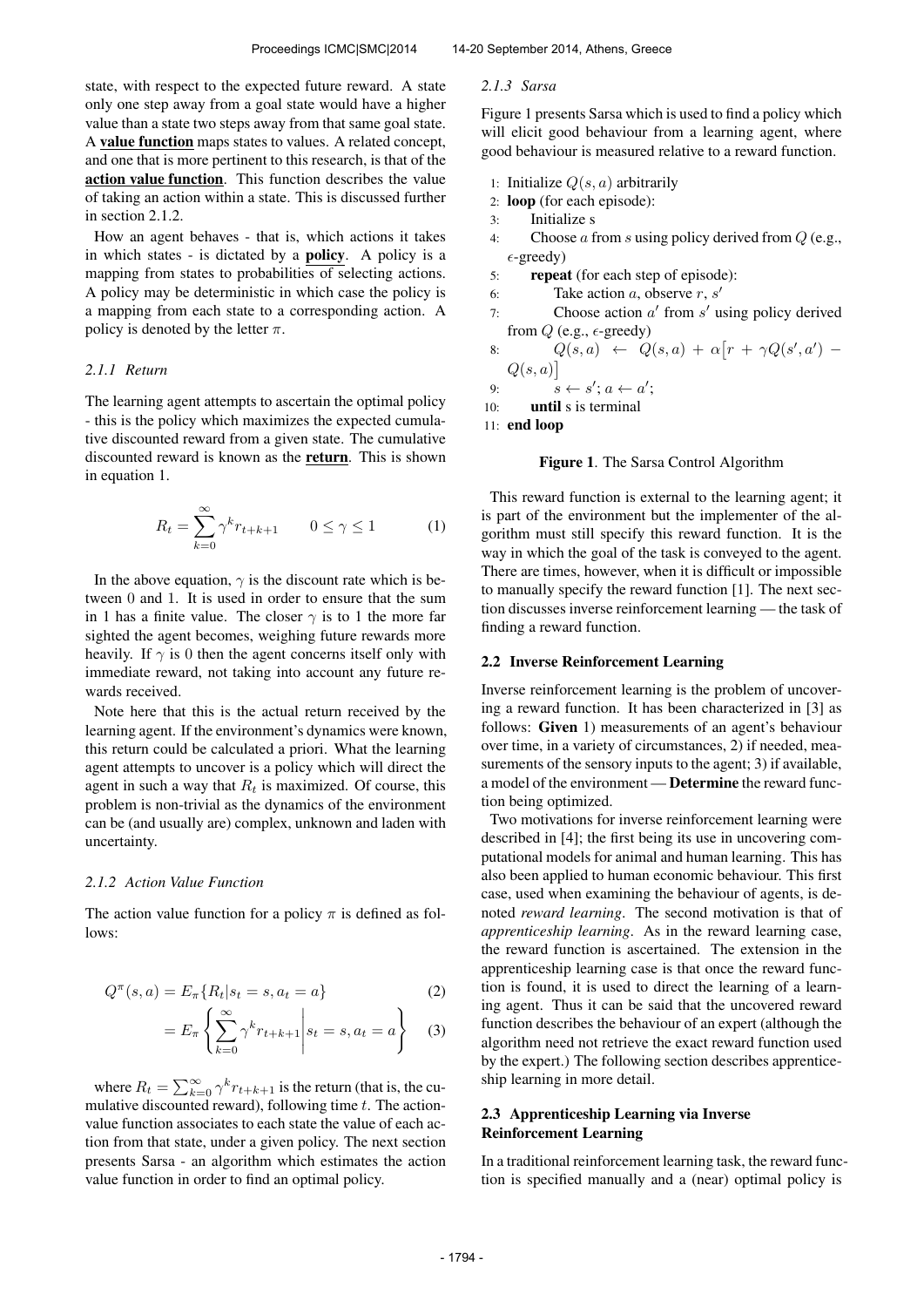state, with respect to the expected future reward. A state only one step away from a goal state would have a higher value than a state two steps away from that same goal state. A **value function** maps states to values. A related concept, and one that is more pertinent to this research, is that of the **action value function**. This function describes the value of taking an action within a state. This is discussed further in section 2.1.2.

How an agent behaves - that is, which actions it takes in which states - is dictated by a **policy**. A policy is a mapping from states to probabilities of selecting actions. A policy may be deterministic in which case the policy is a mapping from each state to a corresponding action. A policy is denoted by the letter $\pi$.

#### *2.1.1 Return*

The learning agent attempts to ascertain the optimal policy - this is the policy which maximizes the expected cumulative discounted reward from a given state. The cumulative discounted reward is known as the **return**. This is shown in equation 1.

$$R_t = \sum_{k=0}^{\infty} \gamma^k r_{t+k+1} \qquad 0 \leq \gamma \leq 1 \tag{1}$$

In the above equation, $\gamma$ is the discount rate which is between 0 and 1. It is used in order to ensure that the sum in 1 has a finite value. The closer $\gamma$ is to 1 the more far sighted the agent becomes, weighing future rewards more heavily. If $\gamma$ is 0 then the agent concerns itself only with immediate reward, not taking into account any future rewards received.

Note here that this is the actual return received by the learning agent. If the environment's dynamics were known, this return could be calculated a priori. What the learning agent attempts to uncover is a policy which will direct the agent in such a way that $R_t$ is maximized. Of course, this problem is non-trivial as the dynamics of the environment can be (and usually are) complex, unknown and laden with uncertainty.

#### *2.1.2 Action Value Function*

The action value function for a policy $\pi$ is defined as follows:

$$Q^{\pi}(s, a) = E_{\pi}\{R_t | s_t = s, a_t = a\} \tag{2}$$

$$= E_{\pi}\left\{ \sum_{k=0}^{\infty} \gamma^k r_{t+k+1} \middle| s_t = s, a_t = a \right\} \tag{3}$$

where $R_t = \sum_{k=0}^{\infty} \gamma^k r_{t+k+1}$ is the return (that is, the cumulative discounted reward), following time $t$. The action-value function associates to each state the value of each action from that state, under a given policy. The next section presents Sarsa - an algorithm which estimates the action value function in order to find an optimal policy.

#### *2.1.3 Sarsa*

Figure 1 presents Sarsa which is used to find a policy which will elicit good behaviour from a learning agent, where good behaviour is measured relative to a reward function.

```
1:  Initialize Q(s, a) arbitrarily
2:  loop (for each episode):
3:      Initialize s
4:      Choose a from s using policy derived from Q (e.g., ε-greedy)
5:      repeat (for each step of episode):
6:          Take action a, observe r, s'
7:          Choose action a' from s' using policy derived from Q (e.g., ε-greedy)
8:          Q(s, a) ← Q(s, a) + α[r + γQ(s', a') − Q(s, a)]
9:          s ← s'; a ← a';
10:     until s is terminal
11: end loop
```

**Figure 1**. The Sarsa Control Algorithm

This reward function is external to the learning agent; it is part of the environment but the implementer of the algorithm must still specify this reward function. It is the way in which the goal of the task is conveyed to the agent. There are times, however, when it is difficult or impossible to manually specify the reward function [1]. The next section discusses inverse reinforcement learning — the task of finding a reward function.

### 2.2 Inverse Reinforcement Learning

Inverse reinforcement learning is the problem of uncovering a reward function. It has been characterized in [3] as follows: **Given** 1) measurements of an agent's behaviour over time, in a variety of circumstances, 2) if needed, measurements of the sensory inputs to the agent; 3) if available, a model of the environment — **Determine** the reward function being optimized.

Two motivations for inverse reinforcement learning were described in [4]; the first being its use in uncovering computational models for animal and human learning. This has also been applied to human economic behaviour. This first case, used when examining the behaviour of agents, is denoted *reward learning*. The second motivation is that of *apprenticeship learning*. As in the reward learning case, the reward function is ascertained. The extension in the apprenticeship learning case is that once the reward function is found, it is used to direct the learning of a learning agent. Thus it can be said that the uncovered reward function describes the behaviour of an expert (although the algorithm need not retrieve the exact reward function used by the expert.) The following section describes apprenticeship learning in more detail.

### 2.3 Apprenticeship Learning via Inverse Reinforcement Learning

In a traditional reinforcement learning task, the reward function is specified manually and a (near) optimal policy is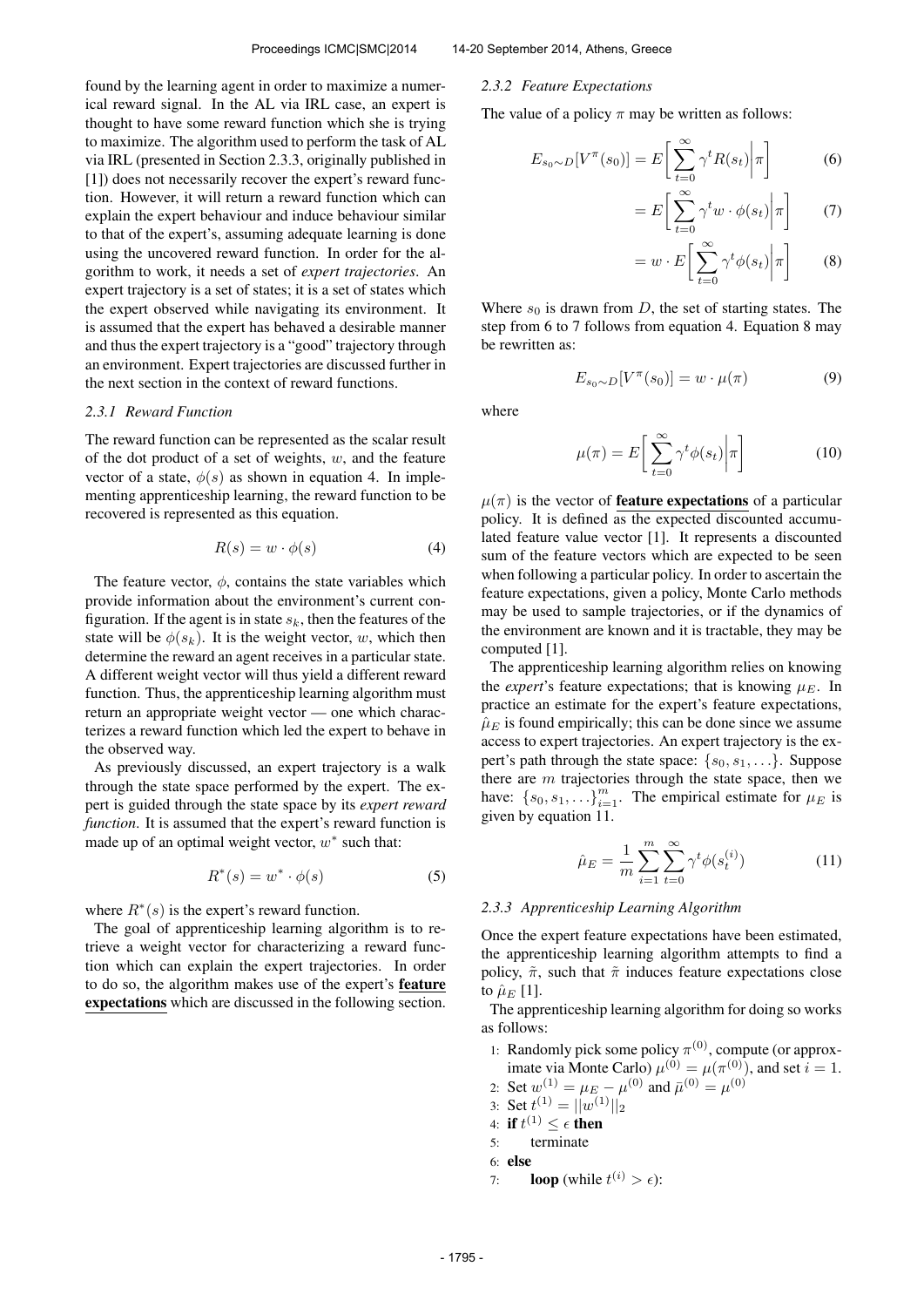found by the learning agent in order to maximize a numerical reward signal. In the AL via IRL case, an expert is thought to have some reward function which she is trying to maximize. The algorithm used to perform the task of AL via IRL (presented in Section 2.3.3, originally published in [1]) does not necessarily recover the expert's reward function. However, it will return a reward function which can explain the expert behaviour and induce behaviour similar to that of the expert's, assuming adequate learning is done using the uncovered reward function. In order for the algorithm to work, it needs a set of *expert trajectories*. An expert trajectory is a set of states; it is a set of states which the expert observed while navigating its environment. It is assumed that the expert has behaved a desirable manner and thus the expert trajectory is a "good" trajectory through an environment. Expert trajectories are discussed further in the next section in the context of reward functions.

#### 2.3.1 Reward Function

The reward function can be represented as the scalar result of the dot product of a set of weights, $w$, and the feature vector of a state, $\phi(s)$ as shown in equation 4. In implementing apprenticeship learning, the reward function to be recovered is represented as this equation.

$$R(s) = w \cdot \phi(s) \tag{4}$$

The feature vector, $\phi$, contains the state variables which provide information about the environment's current configuration. If the agent is in state $s_k$, then the features of the state will be $\phi(s_k)$. It is the weight vector, $w$, which then determine the reward an agent receives in a particular state. A different weight vector will thus yield a different reward function. Thus, the apprenticeship learning algorithm must return an appropriate weight vector — one which characterizes a reward function which led the expert to behave in the observed way.

As previously discussed, an expert trajectory is a walk through the state space performed by the expert. The expert is guided through the state space by its *expert reward function*. It is assumed that the expert's reward function is made up of an optimal weight vector, $w^*$ such that:

$$R^*(s) = w^* \cdot \phi(s) \tag{5}$$

where $R^*(s)$ is the expert's reward function.

The goal of apprenticeship learning algorithm is to retrieve a weight vector for characterizing a reward function which can explain the expert trajectories. In order to do so, the algorithm makes use of the expert's **feature expectations** which are discussed in the following section.

#### 2.3.2 Feature Expectations

The value of a policy $\pi$ may be written as follows:

$$E_{s_0 \sim D}[V^\pi(s_0)] = E\bigg[\sum_{t=0}^{\infty} \gamma^t R(s_t)\bigg|\pi\bigg] \tag{6}$$

$$= E\bigg[\sum_{t=0}^{\infty} \gamma^t w \cdot \phi(s_t)\bigg|\pi\bigg] \tag{7}$$

$$= w \cdot E\bigg[\sum_{t=0}^{\infty} \gamma^t \phi(s_t)\bigg|\pi\bigg] \tag{8}$$

Where $s_0$ is drawn from $D$, the set of starting states. The step from 6 to 7 follows from equation 4. Equation 8 may be rewritten as:

$$E_{s_0 \sim D}[V^\pi(s_0)] = w \cdot \mu(\pi) \tag{9}$$

where

$$\mu(\pi) = E\bigg[\sum_{t=0}^{\infty} \gamma^t \phi(s_t)\bigg|\pi\bigg] \tag{10}$$

$\mu(\pi)$ is the vector of **feature expectations** of a particular policy. It is defined as the expected discounted accumulated feature value vector [1]. It represents a discounted sum of the feature vectors which are expected to be seen when following a particular policy. In order to ascertain the feature expectations, given a policy, Monte Carlo methods may be used to sample trajectories, or if the dynamics of the environment are known and it is tractable, they may be computed [1].

The apprenticeship learning algorithm relies on knowing the *expert*'s feature expectations; that is knowing $\mu_E$. In practice an estimate for the expert's feature expectations, $\hat{\mu}_E$ is found empirically; this can be done since we assume access to expert trajectories. An expert trajectory is the expert's path through the state space: $\{s_0, s_1, \ldots\}$. Suppose there are $m$ trajectories through the state space, then we have: $\{s_0, s_1, \ldots\}_{i=1}^m$. The empirical estimate for $\mu_E$ is given by equation 11.

$$\hat{\mu}_E = \frac{1}{m} \sum_{i=1}^{m} \sum_{t=0}^{\infty} \gamma^t \phi(s_t^{(i)}) \tag{11}$$

#### 2.3.3 Apprenticeship Learning Algorithm

Once the expert feature expectations have been estimated, the apprenticeship learning algorithm attempts to find a policy, $\tilde{\pi}$, such that $\tilde{\pi}$ induces feature expectations close to $\hat{\mu}_E$ [1].

The apprenticeship learning algorithm for doing so works as follows:

1: Randomly pick some policy $\pi^{(0)}$, compute (or approximate via Monte Carlo) $\mu^{(0)} = \mu(\pi^{(0)})$, and set $i = 1$.
2: Set $w^{(1)} = \mu_E - \mu^{(0)}$ and $\bar{\mu}^{(0)} = \mu^{(0)}$
3: Set $t^{(1)} = ||w^{(1)}||_2$
4: **if** $t^{(1)} \leq \epsilon$ **then**
5: &nbsp;&nbsp;&nbsp;&nbsp;terminate
6: **else**
7: &nbsp;&nbsp;&nbsp;&nbsp;**loop** (while $t^{(i)} > \epsilon$):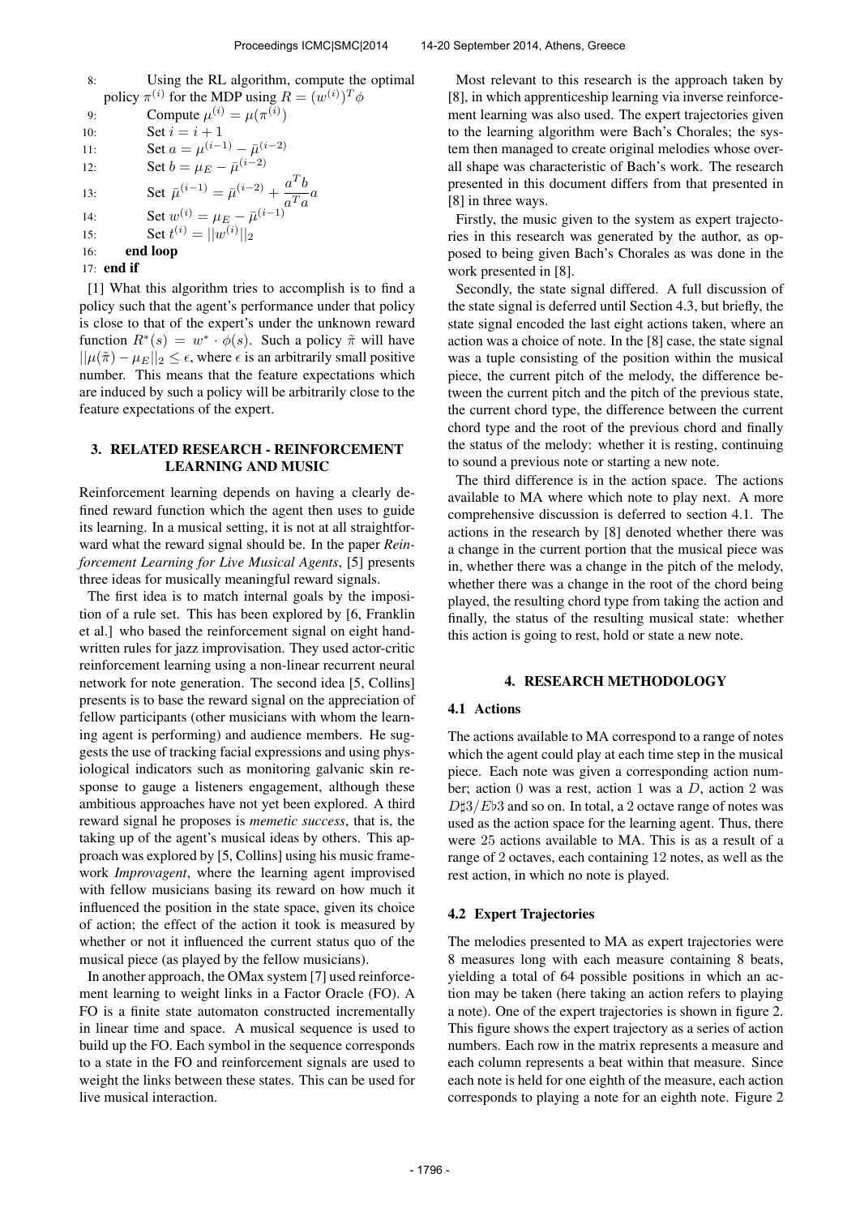8: Using the RL algorithm, compute the optimal policy $\pi^{(i)}$ for the MDP using $R = (w^{(i)})^T \phi$

9: Compute $\mu^{(i)} = \mu(\pi^{(i)})$

10: Set $i = i + 1$

11: Set $a = \mu^{(i-1)} - \bar{\mu}^{(i-2)}$

12: Set $b = \mu_E - \bar{\mu}^{(i-2)}$

13: Set $\bar{\mu}^{(i-1)} = \bar{\mu}^{(i-2)} + \frac{a^T b}{a^T a} a$

14: Set $w^{(i)} = \mu_E - \bar{\mu}^{(i-1)}$

15: Set $t^{(i)} = ||w^{(i)}||_2$

16: **end loop**

17: **end if**

[1] What this algorithm tries to accomplish is to find a policy such that the agent's performance under that policy is close to that of the expert's under the unknown reward function $R^*(s) = w^* \cdot \phi(s)$. Such a policy $\tilde{\pi}$ will have $||\mu(\tilde{\pi}) - \mu_E||_2 \leq \epsilon$, where $\epsilon$ is an arbitrarily small positive number. This means that the feature expectations which are induced by such a policy will be arbitrarily close to the feature expectations of the expert.

## 3. RELATED RESEARCH - REINFORCEMENT LEARNING AND MUSIC

Reinforcement learning depends on having a clearly defined reward function which the agent then uses to guide its learning. In a musical setting, it is not at all straightforward what the reward signal should be. In the paper *Reinforcement Learning for Live Musical Agents*, [5] presents three ideas for musically meaningful reward signals.

The first idea is to match internal goals by the imposition of a rule set. This has been explored by [6, Franklin et al.] who based the reinforcement signal on eight handwritten rules for jazz improvisation. They used actor-critic reinforcement learning using a non-linear recurrent neural network for note generation. The second idea [5, Collins] presents is to base the reward signal on the appreciation of fellow participants (other musicians with whom the learning agent is performing) and audience members. He suggests the use of tracking facial expressions and using physiological indicators such as monitoring galvanic skin response to gauge a listeners engagement, although these ambitious approaches have not yet been explored. A third reward signal he proposes is *memetic success*, that is, the taking up of the agent's musical ideas by others. This approach was explored by [5, Collins] using his music framework *Improvagent*, where the learning agent improvised with fellow musicians basing its reward on how much it influenced the position in the state space, given its choice of action; the effect of the action it took is measured by whether or not it influenced the current status quo of the musical piece (as played by the fellow musicians).

In another approach, the OMax system [7] used reinforcement learning to weight links in a Factor Oracle (FO). A FO is a finite state automaton constructed incrementally in linear time and space. A musical sequence is used to build up the FO. Each symbol in the sequence corresponds to a state in the FO and reinforcement signals are used to weight the links between these states. This can be used for live musical interaction.

Most relevant to this research is the approach taken by [8], in which apprenticeship learning via inverse reinforcement learning was also used. The expert trajectories given to the learning algorithm were Bach's Chorales; the system then managed to create original melodies whose overall shape was characteristic of Bach's work. The research presented in this document differs from that presented in [8] in three ways.

Firstly, the music given to the system as expert trajectories in this research was generated by the author, as opposed to being given Bach's Chorales as was done in the work presented in [8].

Secondly, the state signal differed. A full discussion of the state signal is deferred until Section 4.3, but briefly, the state signal encoded the last eight actions taken, where an action was a choice of note. In the [8] case, the state signal was a tuple consisting of the position within the musical piece, the current pitch of the melody, the difference between the current pitch and the pitch of the previous state, the current chord type, the difference between the current chord type and the root of the previous chord and finally the status of the melody: whether it is resting, continuing to sound a previous note or starting a new note.

The third difference is in the action space. The actions available to MA where which note to play next. A more comprehensive discussion is deferred to section 4.1. The actions in the research by [8] denoted whether there was a change in the current portion that the musical piece was in, whether there was a change in the pitch of the melody, whether there was a change in the root of the chord being played, the resulting chord type from taking the action and finally, the status of the resulting musical state: whether this action is going to rest, hold or state a new note.

## 4. RESEARCH METHODOLOGY

### 4.1 Actions

The actions available to MA correspond to a range of notes which the agent could play at each time step in the musical piece. Each note was given a corresponding action number; action $0$ was a rest, action $1$ was a $D$, action $2$ was $D\sharp3/E\flat3$ and so on. In total, a $2$ octave range of notes was used as the action space for the learning agent. Thus, there were $25$ actions available to MA. This is as a result of a range of $2$ octaves, each containing $12$ notes, as well as the rest action, in which no note is played.

### 4.2 Expert Trajectories

The melodies presented to MA as expert trajectories were 8 measures long with each measure containing 8 beats, yielding a total of 64 possible positions in which an action may be taken (here taking an action refers to playing a note). One of the expert trajectories is shown in figure 2. This figure shows the expert trajectory as a series of action numbers. Each row in the matrix represents a measure and each column represents a beat within that measure. Since each note is held for one eighth of the measure, each action corresponds to playing a note for an eighth note. Figure 2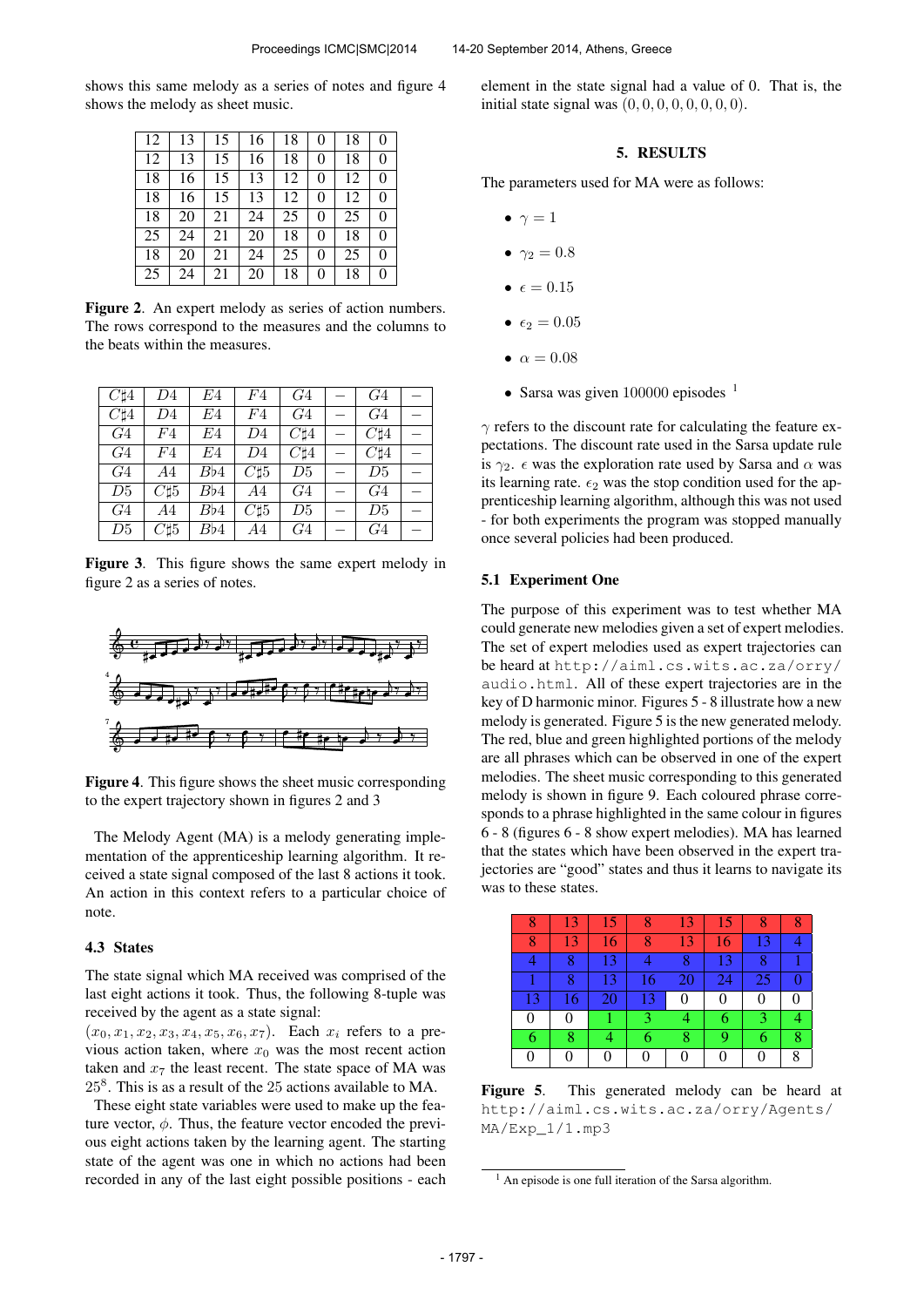shows this same melody as a series of notes and figure 4 shows the melody as sheet music.

| | | | | | | | |
|---|---|---|---|---|---|---|---|
| 12 | 13 | 15 | 16 | 18 | 0 | 18 | 0 |
| 12 | 13 | 15 | 16 | 18 | 0 | 18 | 0 |
| 18 | 16 | 15 | 13 | 12 | 0 | 12 | 0 |
| 18 | 16 | 15 | 13 | 12 | 0 | 12 | 0 |
| 18 | 20 | 21 | 24 | 25 | 0 | 25 | 0 |
| 25 | 24 | 21 | 20 | 18 | 0 | 18 | 0 |
| 18 | 20 | 21 | 24 | 25 | 0 | 25 | 0 |
| 25 | 24 | 21 | 20 | 18 | 0 | 18 | 0 |

**Figure 2**. An expert melody as series of action numbers. The rows correspond to the measures and the columns to the beats within the measures.

| | | | | | | | |
|---|---|---|---|---|---|---|---|
| $C\sharp4$ | $D4$ | $E4$ | $F4$ | $G4$ | – | $G4$ | – |
| $C\sharp4$ | $D4$ | $E4$ | $F4$ | $G4$ | – | $G4$ | – |
| $G4$ | $F4$ | $E4$ | $D4$ | $C\sharp4$ | – | $C\sharp4$ | – |
| $G4$ | $F4$ | $E4$ | $D4$ | $C\sharp4$ | – | $C\sharp4$ | – |
| $G4$ | $A4$ | $B\flat4$ | $C\sharp5$ | $D5$ | – | $D5$ | – |
| $D5$ | $C\sharp5$ | $B\flat4$ | $A4$ | $G4$ | – | $G4$ | – |
| $G4$ | $A4$ | $B\flat4$ | $C\sharp5$ | $D5$ | – | $D5$ | – |
| $D5$ | $C\sharp5$ | $B\flat4$ | $A4$ | $G4$ | – | $G4$ | – |

**Figure 3**. This figure shows the same expert melody in figure 2 as a series of notes.

**Figure 4**. This figure shows the sheet music corresponding to the expert trajectory shown in figures 2 and 3

The Melody Agent (MA) is a melody generating implementation of the apprenticeship learning algorithm. It received a state signal composed of the last 8 actions it took. An action in this context refers to a particular choice of note.

### 4.3 States

The state signal which MA received was comprised of the last eight actions it took. Thus, the following 8-tuple was received by the agent as a state signal:

$(x_0, x_1, x_2, x_3, x_4, x_5, x_6, x_7)$. Each $x_i$ refers to a previous action taken, where $x_0$ was the most recent action taken and $x_7$ the least recent. The state space of MA was $25^8$. This is as a result of the 25 actions available to MA.

These eight state variables were used to make up the feature vector, $\phi$. Thus, the feature vector encoded the previous eight actions taken by the learning agent. The starting state of the agent was one in which no actions had been recorded in any of the last eight possible positions - each element in the state signal had a value of 0. That is, the initial state signal was $(0, 0, 0, 0, 0, 0, 0, 0)$.

## 5. RESULTS

The parameters used for MA were as follows:

- $\gamma = 1$
- $\gamma_2 = 0.8$
- $\epsilon = 0.15$
- $\epsilon_2 = 0.05$
- $\alpha = 0.08$
- Sarsa was given 100000 episodes [1]

$\gamma$ refers to the discount rate for calculating the feature expectations. The discount rate used in the Sarsa update rule is $\gamma_2$. $\epsilon$ was the exploration rate used by Sarsa and $\alpha$ was its learning rate. $\epsilon_2$ was the stop condition used for the apprenticeship learning algorithm, although this was not used - for both experiments the program was stopped manually once several policies had been produced.

### 5.1 Experiment One

The purpose of this experiment was to test whether MA could generate new melodies given a set of expert melodies. The set of expert melodies used as expert trajectories can be heard at http://aiml.cs.wits.ac.za/orry/audio.html. All of these expert trajectories are in the key of D harmonic minor. Figures 5 - 8 illustrate how a new melody is generated. Figure 5 is the new generated melody. The red, blue and green highlighted portions of the melody are all phrases which can be observed in one of the expert melodies. The sheet music corresponding to this generated melody is shown in figure 9. Each coloured phrase corresponds to a phrase highlighted in the same colour in figures 6 - 8 (figures 6 - 8 show expert melodies). MA has learned that the states which have been observed in the expert trajectories are "good" states and thus it learns to navigate its was to these states.

| | | | | | | | |
|---|---|---|---|---|---|---|---|
| 8 | 13 | 15 | 8 | 13 | 15 | 8 | 8 |
| 8 | 13 | 16 | 8 | 13 | 16 | 13 | 4 |
| 4 | 8 | 13 | 4 | 8 | 13 | 8 | 1 |
| 1 | 8 | 13 | 16 | 20 | 24 | 25 | 0 |
| 13 | 16 | 20 | 13 | 0 | 0 | 0 | 0 |
| 0 | 0 | 1 | 3 | 4 | 6 | 3 | 4 |
| 6 | 8 | 4 | 6 | 8 | 9 | 6 | 8 |
| 0 | 0 | 0 | 0 | 0 | 0 | 0 | 8 |

**Figure 5**. This generated melody can be heard at http://aiml.cs.wits.ac.za/orry/Agents/MA/Exp_1/1.mp3

[1] An episode is one full iteration of the Sarsa algorithm.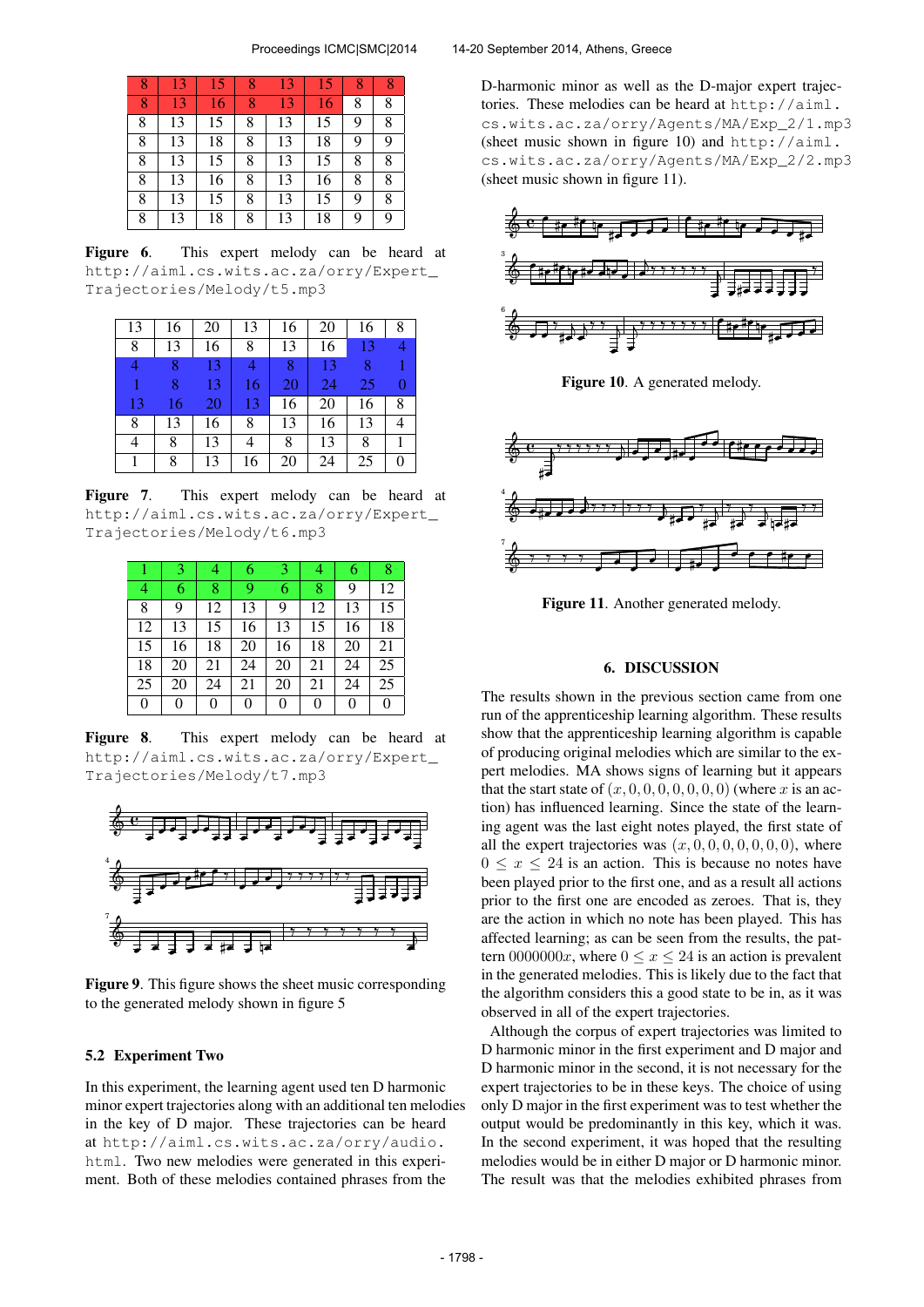| 8 | 13 | 15 | 8 | 13 | 15 | 8 | 8 |
|---|---|---|---|---|---|---|---|
| 8 | 13 | 16 | 8 | 13 | 16 | 8 | 8 |
| 8 | 13 | 15 | 8 | 13 | 15 | 9 | 8 |
| 8 | 13 | 18 | 8 | 13 | 18 | 9 | 9 |
| 8 | 13 | 15 | 8 | 13 | 15 | 8 | 8 |
| 8 | 13 | 16 | 8 | 13 | 16 | 8 | 8 |
| 8 | 13 | 15 | 8 | 13 | 15 | 9 | 8 |
| 8 | 13 | 18 | 8 | 13 | 18 | 9 | 9 |

**Figure 6**. This expert melody can be heard at http://aiml.cs.wits.ac.za/orry/Expert_Trajectories/Melody/t5.mp3

| 13 | 16 | 20 | 13 | 16 | 20 | 16 | 8 |
|---|---|---|---|---|---|---|---|
| 8 | 13 | 16 | 8 | 13 | 16 | 13 | 4 |
| 4 | 8 | 13 | 4 | 8 | 13 | 8 | 1 |
| 1 | 8 | 13 | 16 | 20 | 24 | 25 | 0 |
| 13 | 16 | 20 | 13 | 16 | 20 | 16 | 8 |
| 8 | 13 | 16 | 8 | 13 | 16 | 13 | 4 |
| 4 | 8 | 13 | 4 | 8 | 13 | 8 | 1 |
| 1 | 8 | 13 | 16 | 20 | 24 | 25 | 0 |

**Figure 7**. This expert melody can be heard at http://aiml.cs.wits.ac.za/orry/Expert_Trajectories/Melody/t6.mp3

| 1 | 3 | 4 | 6 | 3 | 4 | 6 | 8 |
|---|---|---|---|---|---|---|---|
| 4 | 6 | 8 | 9 | 6 | 8 | 9 | 12 |
| 8 | 9 | 12 | 13 | 9 | 12 | 13 | 15 |
| 12 | 13 | 15 | 16 | 13 | 15 | 16 | 18 |
| 15 | 16 | 18 | 20 | 16 | 18 | 20 | 21 |
| 18 | 20 | 21 | 24 | 20 | 21 | 24 | 25 |
| 25 | 20 | 24 | 21 | 20 | 21 | 24 | 25 |
| 0 | 0 | 0 | 0 | 0 | 0 | 0 | 0 |

**Figure 8**. This expert melody can be heard at http://aiml.cs.wits.ac.za/orry/Expert_Trajectories/Melody/t7.mp3

**Figure 9**. This figure shows the sheet music corresponding to the generated melody shown in figure 5

### 5.2 Experiment Two

In this experiment, the learning agent used ten D harmonic minor expert trajectories along with an additional ten melodies in the key of D major. These trajectories can be heard at http://aiml.cs.wits.ac.za/orry/audio.html. Two new melodies were generated in this experiment. Both of these melodies contained phrases from the D-harmonic minor as well as the D-major expert trajectories. These melodies can be heard at http://aiml.cs.wits.ac.za/orry/Agents/MA/Exp_2/1.mp3 (sheet music shown in figure 10) and http://aiml.cs.wits.ac.za/orry/Agents/MA/Exp_2/2.mp3 (sheet music shown in figure 11).

**Figure 10**. A generated melody.

**Figure 11**. Another generated melody.

## 6. DISCUSSION

The results shown in the previous section came from one run of the apprenticeship learning algorithm. These results show that the apprenticeship learning algorithm is capable of producing original melodies which are similar to the expert melodies. MA shows signs of learning but it appears that the start state of $(x, 0, 0, 0, 0, 0, 0, 0)$ (where $x$ is an action) has influenced learning. Since the state of the learning agent was the last eight notes played, the first state of all the expert trajectories was $(x, 0, 0, 0, 0, 0, 0, 0)$, where $0 \leq x \leq 24$ is an action. This is because no notes have been played prior to the first one, and as a result all actions prior to the first one are encoded as zeroes. That is, they are the action in which no note has been played. This has affected learning; as can be seen from the results, the pattern $0000000x$, where $0 \leq x \leq 24$ is an action is prevalent in the generated melodies. This is likely due to the fact that the algorithm considers this a good state to be in, as it was observed in all of the expert trajectories.

Although the corpus of expert trajectories was limited to D harmonic minor in the first experiment and D major and D harmonic minor in the second, it is not necessary for the expert trajectories to be in these keys. The choice of using only D major in the first experiment was to test whether the output would be predominantly in this key, which it was. In the second experiment, it was hoped that the resulting melodies would be in either D major or D harmonic minor. The result was that the melodies exhibited phrases from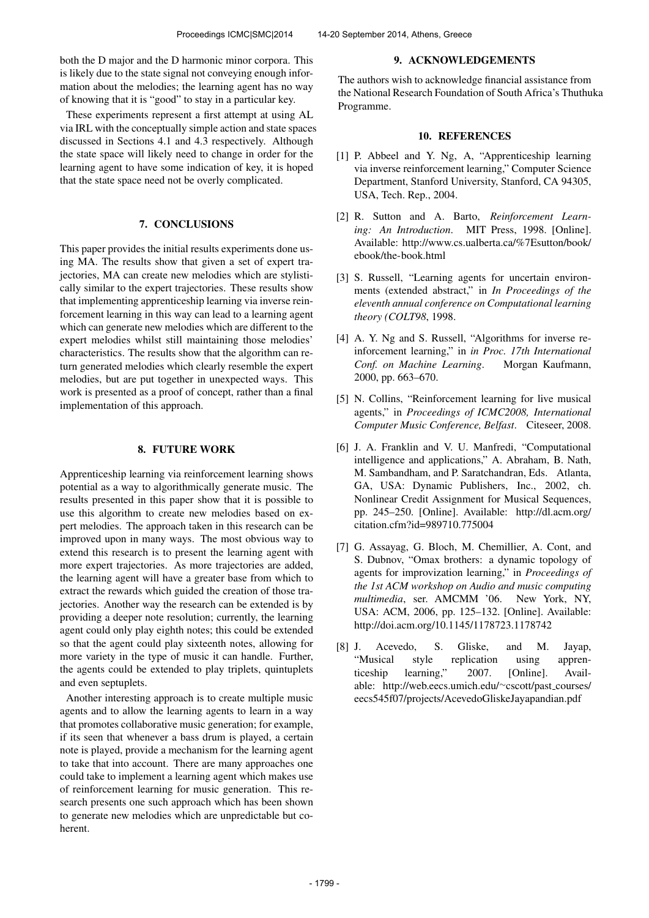both the D major and the D harmonic minor corpora. This is likely due to the state signal not conveying enough information about the melodies; the learning agent has no way of knowing that it is "good" to stay in a particular key.

These experiments represent a first attempt at using AL via IRL with the conceptually simple action and state spaces discussed in Sections 4.1 and 4.3 respectively. Although the state space will likely need to change in order for the learning agent to have some indication of key, it is hoped that the state space need not be overly complicated.

## 7. CONCLUSIONS

This paper provides the initial results experiments done using MA. The results show that given a set of expert trajectories, MA can create new melodies which are stylistically similar to the expert trajectories. These results show that implementing apprenticeship learning via inverse reinforcement learning in this way can lead to a learning agent which can generate new melodies which are different to the expert melodies whilst still maintaining those melodies' characteristics. The results show that the algorithm can return generated melodies which clearly resemble the expert melodies, but are put together in unexpected ways. This work is presented as a proof of concept, rather than a final implementation of this approach.

## 8. FUTURE WORK

Apprenticeship learning via reinforcement learning shows potential as a way to algorithmically generate music. The results presented in this paper show that it is possible to use this algorithm to create new melodies based on expert melodies. The approach taken in this research can be improved upon in many ways. The most obvious way to extend this research is to present the learning agent with more expert trajectories. As more trajectories are added, the learning agent will have a greater base from which to extract the rewards which guided the creation of those trajectories. Another way the research can be extended is by providing a deeper note resolution; currently, the learning agent could only play eighth notes; this could be extended so that the agent could play sixteenth notes, allowing for more variety in the type of music it can handle. Further, the agents could be extended to play triplets, quintuplets and even septuplets.

Another interesting approach is to create multiple music agents and to allow the learning agents to learn in a way that promotes collaborative music generation; for example, if its seen that whenever a bass drum is played, a certain note is played, provide a mechanism for the learning agent to take that into account. There are many approaches one could take to implement a learning agent which makes use of reinforcement learning for music generation. This research presents one such approach which has been shown to generate new melodies which are unpredictable but coherent.

## 9. ACKNOWLEDGEMENTS

The authors wish to acknowledge financial assistance from the National Research Foundation of South Africa's Thuthuka Programme.

## 10. REFERENCES

[1] P. Abbeel and Y. Ng, A, "Apprenticeship learning via inverse reinforcement learning," Computer Science Department, Stanford University, Stanford, CA 94305, USA, Tech. Rep., 2004.

[2] R. Sutton and A. Barto, *Reinforcement Learning: An Introduction*. MIT Press, 1998. [Online]. Available: http://www.cs.ualberta.ca/%7Esutton/book/ebook/the-book.html

[3] S. Russell, "Learning agents for uncertain environments (extended abstract," in *In Proceedings of the eleventh annual conference on Computational learning theory (COLT98*, 1998.

[4] A. Y. Ng and S. Russell, "Algorithms for inverse reinforcement learning," in *in Proc. 17th International Conf. on Machine Learning*. Morgan Kaufmann, 2000, pp. 663–670.

[5] N. Collins, "Reinforcement learning for live musical agents," in *Proceedings of ICMC2008, International Computer Music Conference, Belfast*. Citeseer, 2008.

[6] J. A. Franklin and V. U. Manfredi, "Computational intelligence and applications," A. Abraham, B. Nath, M. Sambandham, and P. Saratchandran, Eds. Atlanta, GA, USA: Dynamic Publishers, Inc., 2002, ch. Nonlinear Credit Assignment for Musical Sequences, pp. 245–250. [Online]. Available: http://dl.acm.org/citation.cfm?id=989710.775004

[7] G. Assayag, G. Bloch, M. Chemillier, A. Cont, and S. Dubnov, "Omax brothers: a dynamic topology of agents for improvization learning," in *Proceedings of the 1st ACM workshop on Audio and music computing multimedia*, ser. AMCMM '06. New York, NY, USA: ACM, 2006, pp. 125–132. [Online]. Available: http://doi.acm.org/10.1145/1178723.1178742

[8] J. Acevedo, S. Gliske, and M. Jayap, "Musical style replication using apprenticeship learning," 2007. [Online]. Available: http://web.eecs.umich.edu/~cscott/past_courses/eecs545f07/projects/AcevedoGliskeJayapandian.pdf